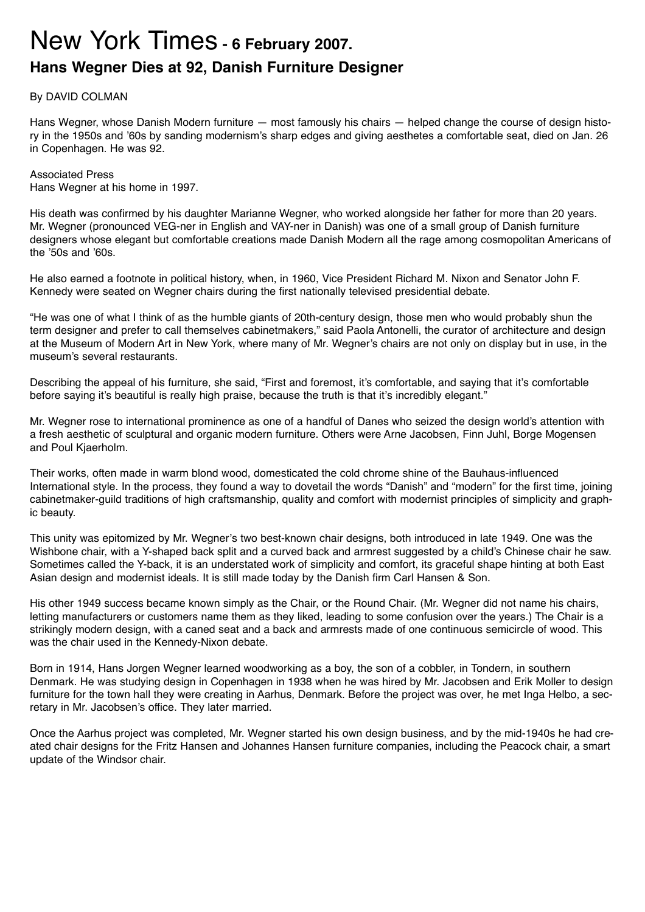# New York Times - 6 February 2007.

## Hans Wegner Dies at 92, Danish Furniture Designer

By DAVID COLMAN

Hans Wegner, whose Danish Modern furniture — most famously his chairs — helped change the course of design history in the 1950s and '60s by sanding modernism's sharp edges and giving aesthetes a comfortable seat, died on Jan. 26 in Copenhagen. He was 92.

Associated Press
Hans Wegner at his home in 1997.

His death was confirmed by his daughter Marianne Wegner, who worked alongside her father for more than 20 years. Mr. Wegner (pronounced VEG-ner in English and VAY-ner in Danish) was one of a small group of Danish furniture designers whose elegant but comfortable creations made Danish Modern all the rage among cosmopolitan Americans of the '50s and '60s.

He also earned a footnote in political history, when, in 1960, Vice President Richard M. Nixon and Senator John F. Kennedy were seated on Wegner chairs during the first nationally televised presidential debate.

"He was one of what I think of as the humble giants of 20th-century design, those men who would probably shun the term designer and prefer to call themselves cabinetmakers," said Paola Antonelli, the curator of architecture and design at the Museum of Modern Art in New York, where many of Mr. Wegner's chairs are not only on display but in use, in the museum's several restaurants.

Describing the appeal of his furniture, she said, "First and foremost, it's comfortable, and saying that it's comfortable before saying it's beautiful is really high praise, because the truth is that it's incredibly elegant."

Mr. Wegner rose to international prominence as one of a handful of Danes who seized the design world's attention with a fresh aesthetic of sculptural and organic modern furniture. Others were Arne Jacobsen, Finn Juhl, Borge Mogensen and Poul Kjaerholm.

Their works, often made in warm blond wood, domesticated the cold chrome shine of the Bauhaus-influenced International style. In the process, they found a way to dovetail the words "Danish" and "modern" for the first time, joining cabinetmaker-guild traditions of high craftsmanship, quality and comfort with modernist principles of simplicity and graphic beauty.

This unity was epitomized by Mr. Wegner's two best-known chair designs, both introduced in late 1949. One was the Wishbone chair, with a Y-shaped back split and a curved back and armrest suggested by a child's Chinese chair he saw. Sometimes called the Y-back, it is an understated work of simplicity and comfort, its graceful shape hinting at both East Asian design and modernist ideals. It is still made today by the Danish firm Carl Hansen & Son.

His other 1949 success became known simply as the Chair, or the Round Chair. (Mr. Wegner did not name his chairs, letting manufacturers or customers name them as they liked, leading to some confusion over the years.) The Chair is a strikingly modern design, with a caned seat and a back and armrests made of one continuous semicircle of wood. This was the chair used in the Kennedy-Nixon debate.

Born in 1914, Hans Jorgen Wegner learned woodworking as a boy, the son of a cobbler, in Tondern, in southern Denmark. He was studying design in Copenhagen in 1938 when he was hired by Mr. Jacobsen and Erik Moller to design furniture for the town hall they were creating in Aarhus, Denmark. Before the project was over, he met Inga Helbo, a secretary in Mr. Jacobsen's office. They later married.

Once the Aarhus project was completed, Mr. Wegner started his own design business, and by the mid-1940s he had created chair designs for the Fritz Hansen and Johannes Hansen furniture companies, including the Peacock chair, a smart update of the Windsor chair.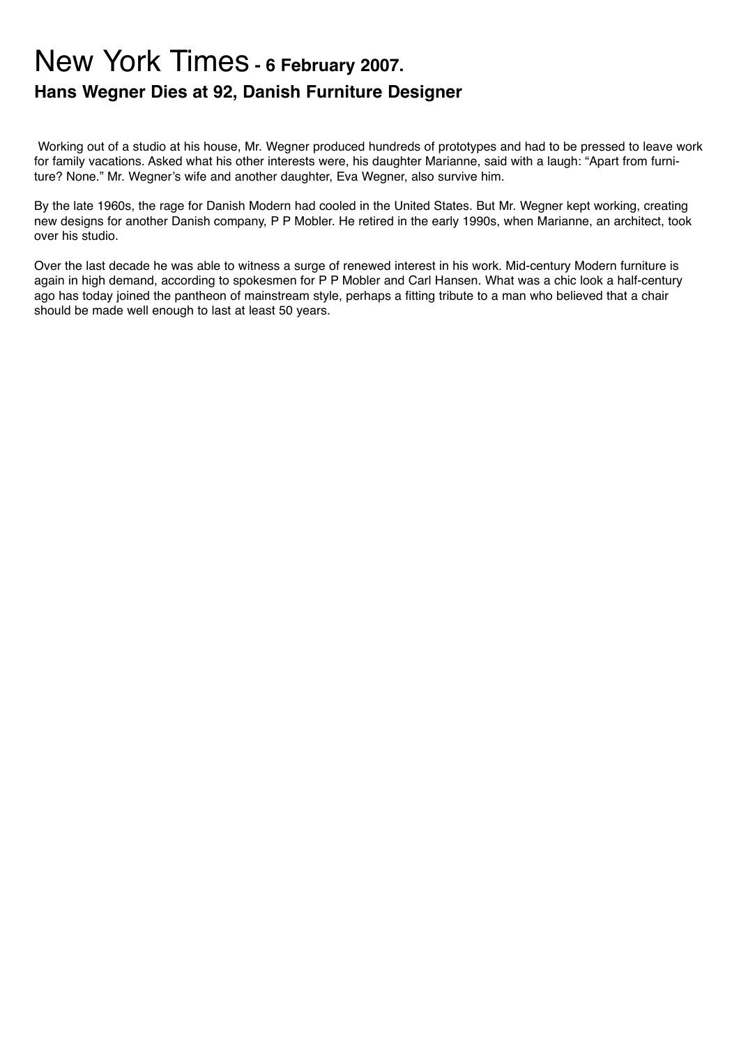# New York Times - 6 February 2007.

## Hans Wegner Dies at 92, Danish Furniture Designer

Working out of a studio at his house, Mr. Wegner produced hundreds of prototypes and had to be pressed to leave work for family vacations. Asked what his other interests were, his daughter Marianne, said with a laugh: "Apart from furniture? None." Mr. Wegner's wife and another daughter, Eva Wegner, also survive him.

By the late 1960s, the rage for Danish Modern had cooled in the United States. But Mr. Wegner kept working, creating new designs for another Danish company, P P Mobler. He retired in the early 1990s, when Marianne, an architect, took over his studio.

Over the last decade he was able to witness a surge of renewed interest in his work. Mid-century Modern furniture is again in high demand, according to spokesmen for P P Mobler and Carl Hansen. What was a chic look a half-century ago has today joined the pantheon of mainstream style, perhaps a fitting tribute to a man who believed that a chair should be made well enough to last at least 50 years.